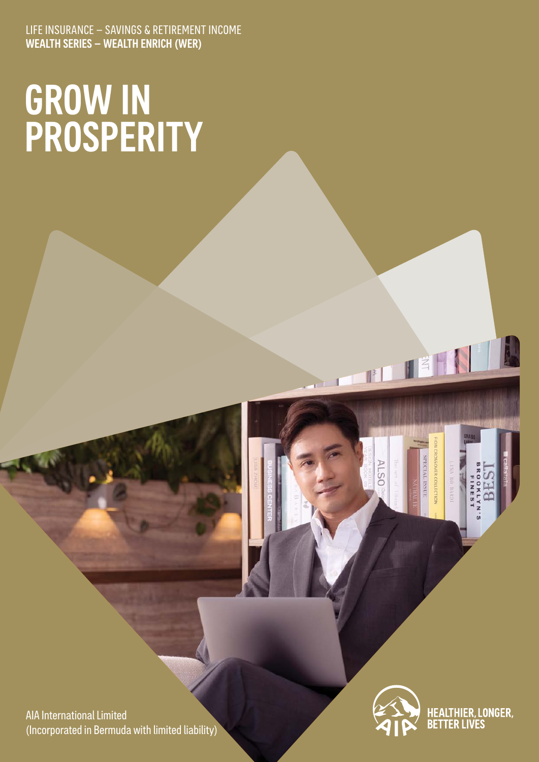LIFE INSURANCE – SAVINGS & RETIREMENT INCOME

**WEALTH SERIES – WEALTH ENRICH (WER)**

# GROW IN PROSPERITY

AIA International Limited
(Incorporated in Bermuda with limited liability)

HEALTHIER, LONGER, BETTER LIVES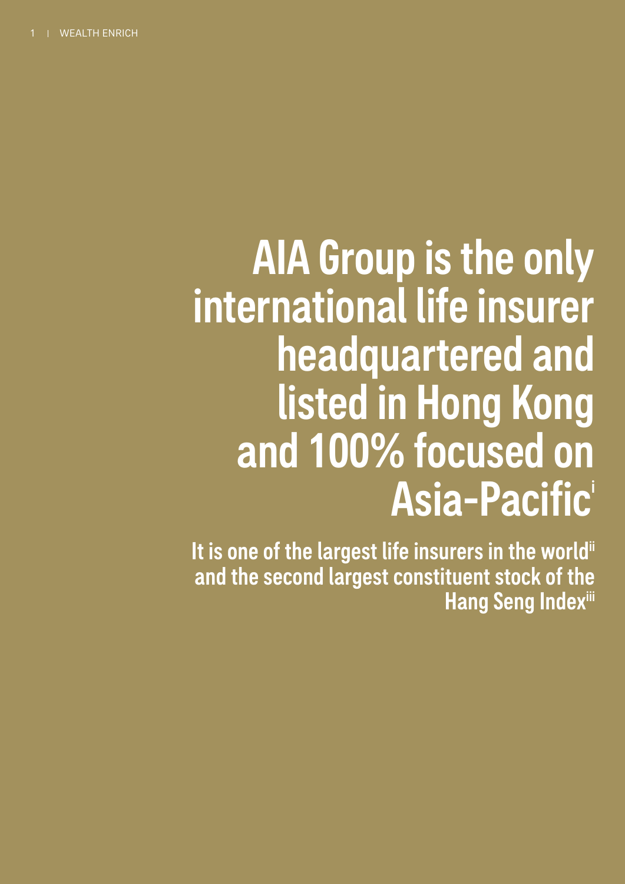# AIA Group is the only international life insurer headquartered and listed in Hong Kong and 100% focused on Asia-Pacific[i]

**It is one of the largest life insurers in the world[ii] and the second largest constituent stock of the Hang Seng Index[iii]**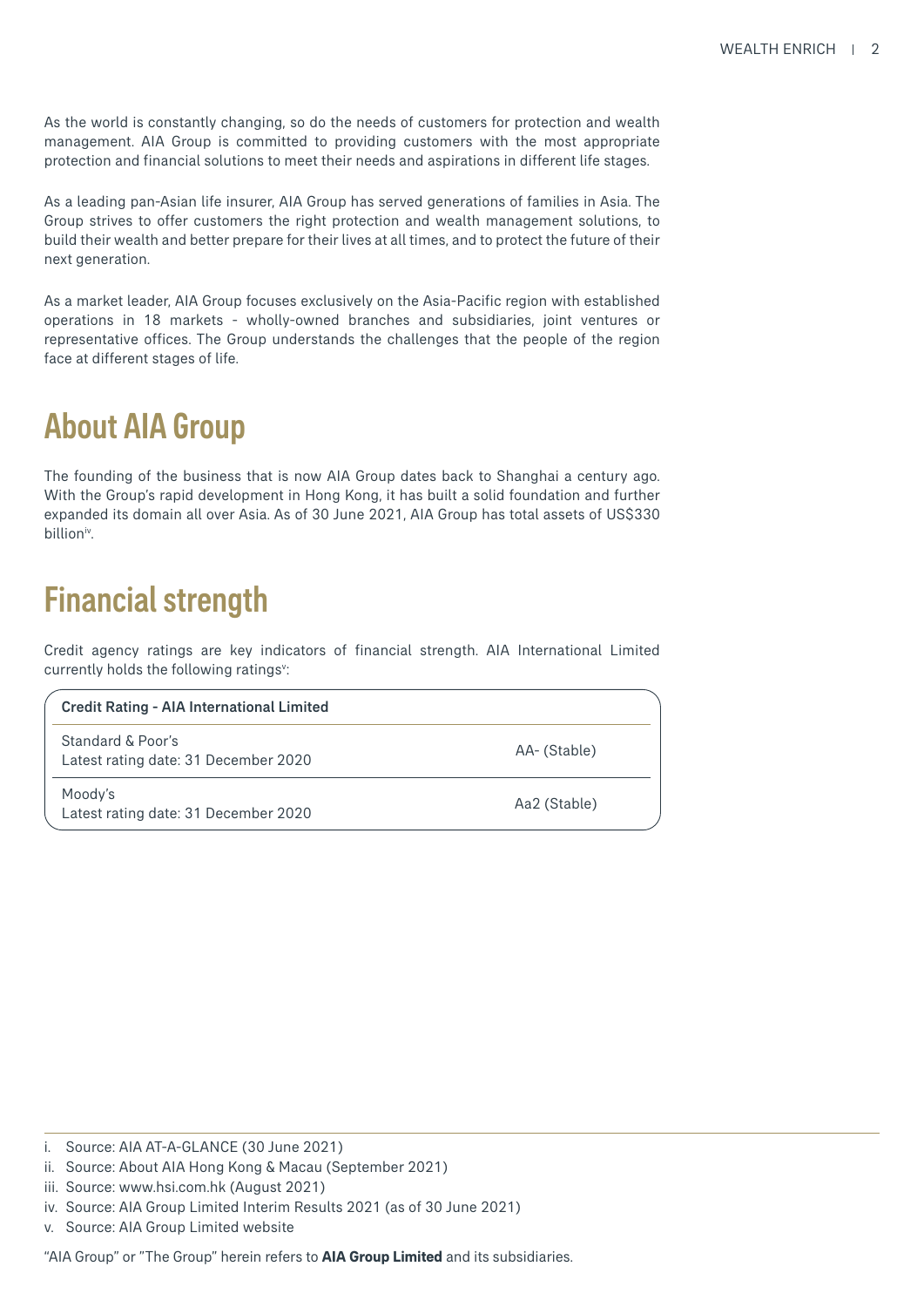As the world is constantly changing, so do the needs of customers for protection and wealth management. AIA Group is committed to providing customers with the most appropriate protection and financial solutions to meet their needs and aspirations in different life stages.

As a leading pan-Asian life insurer, AIA Group has served generations of families in Asia. The Group strives to offer customers the right protection and wealth management solutions, to build their wealth and better prepare for their lives at all times, and to protect the future of their next generation.

As a market leader, AIA Group focuses exclusively on the Asia-Pacific region with established operations in 18 markets - wholly-owned branches and subsidiaries, joint ventures or representative offices. The Group understands the challenges that the people of the region face at different stages of life.

## About AIA Group

The founding of the business that is now AIA Group dates back to Shanghai a century ago. With the Group's rapid development in Hong Kong, it has built a solid foundation and further expanded its domain all over Asia. As of 30 June 2021, AIA Group has total assets of US$330 billion[iv].

## Financial strength

Credit agency ratings are key indicators of financial strength. AIA International Limited currently holds the following ratings[v]:

| Credit Rating - AIA International Limited | |
|---|---|
| Standard & Poor's<br>Latest rating date: 31 December 2020 | AA- (Stable) |
| Moody's<br>Latest rating date: 31 December 2020 | Aa2 (Stable) |

i. Source: AIA AT-A-GLANCE (30 June 2021)
ii. Source: About AIA Hong Kong & Macau (September 2021)
iii. Source: www.hsi.com.hk (August 2021)
iv. Source: AIA Group Limited Interim Results 2021 (as of 30 June 2021)
v. Source: AIA Group Limited website

"AIA Group" or "The Group" herein refers to **AIA Group Limited** and its subsidiaries.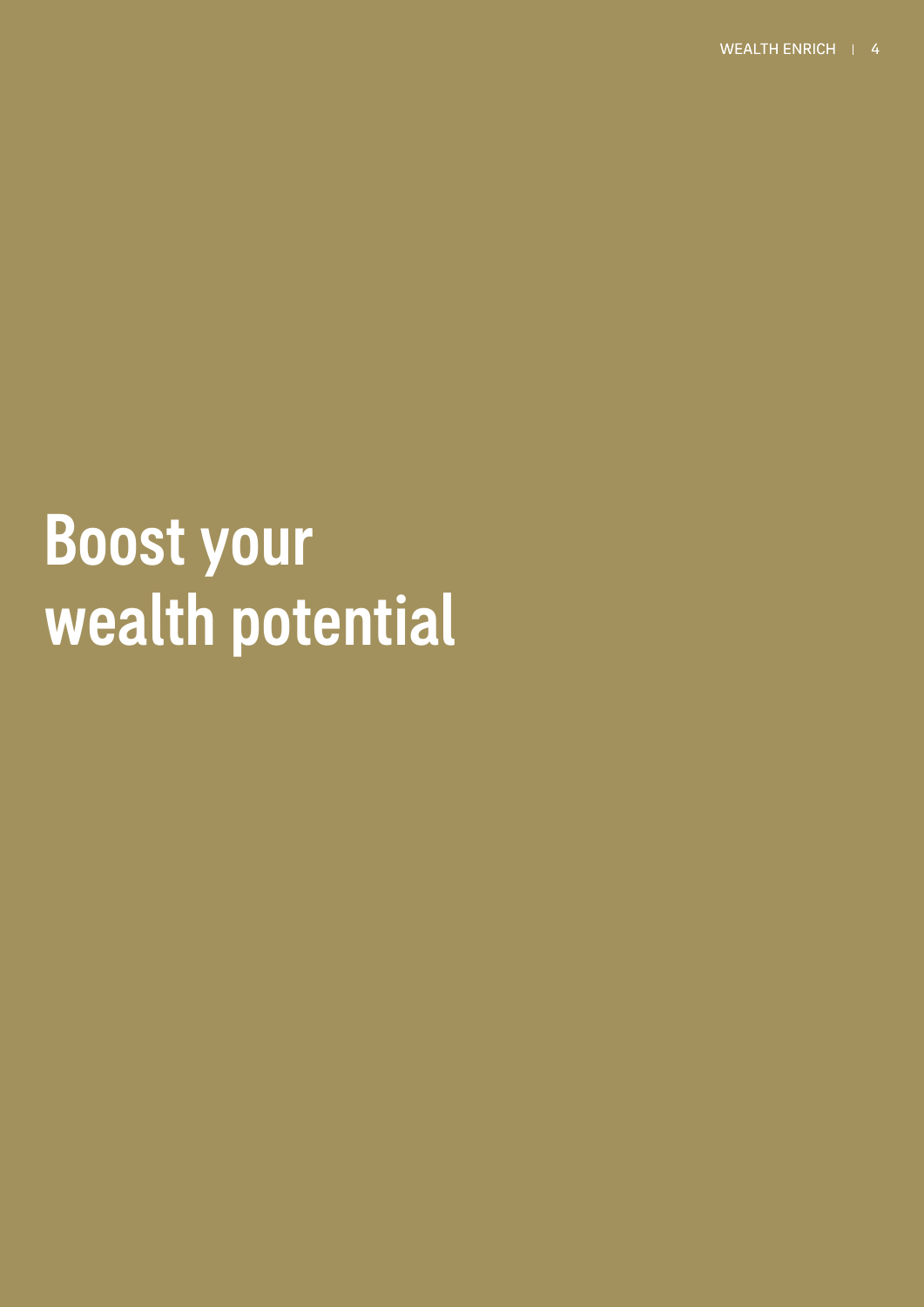# Boost your wealth potential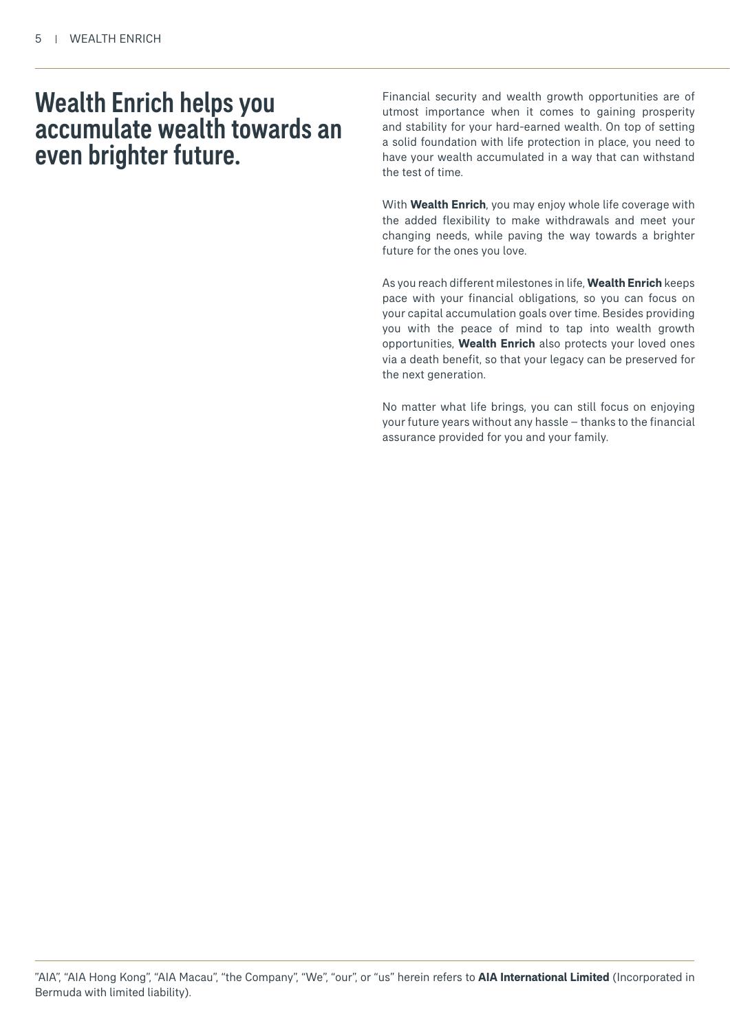# Wealth Enrich helps you accumulate wealth towards an even brighter future.

Financial security and wealth growth opportunities are of utmost importance when it comes to gaining prosperity and stability for your hard-earned wealth. On top of setting a solid foundation with life protection in place, you need to have your wealth accumulated in a way that can withstand the test of time.

With **Wealth Enrich**, you may enjoy whole life coverage with the added flexibility to make withdrawals and meet your changing needs, while paving the way towards a brighter future for the ones you love.

As you reach different milestones in life, **Wealth Enrich** keeps pace with your financial obligations, so you can focus on your capital accumulation goals over time. Besides providing you with the peace of mind to tap into wealth growth opportunities, **Wealth Enrich** also protects your loved ones via a death benefit, so that your legacy can be preserved for the next generation.

No matter what life brings, you can still focus on enjoying your future years without any hassle – thanks to the financial assurance provided for you and your family.

"AIA", "AIA Hong Kong", "AIA Macau", "the Company", "We", "our", or "us" herein refers to **AIA International Limited** (Incorporated in Bermuda with limited liability).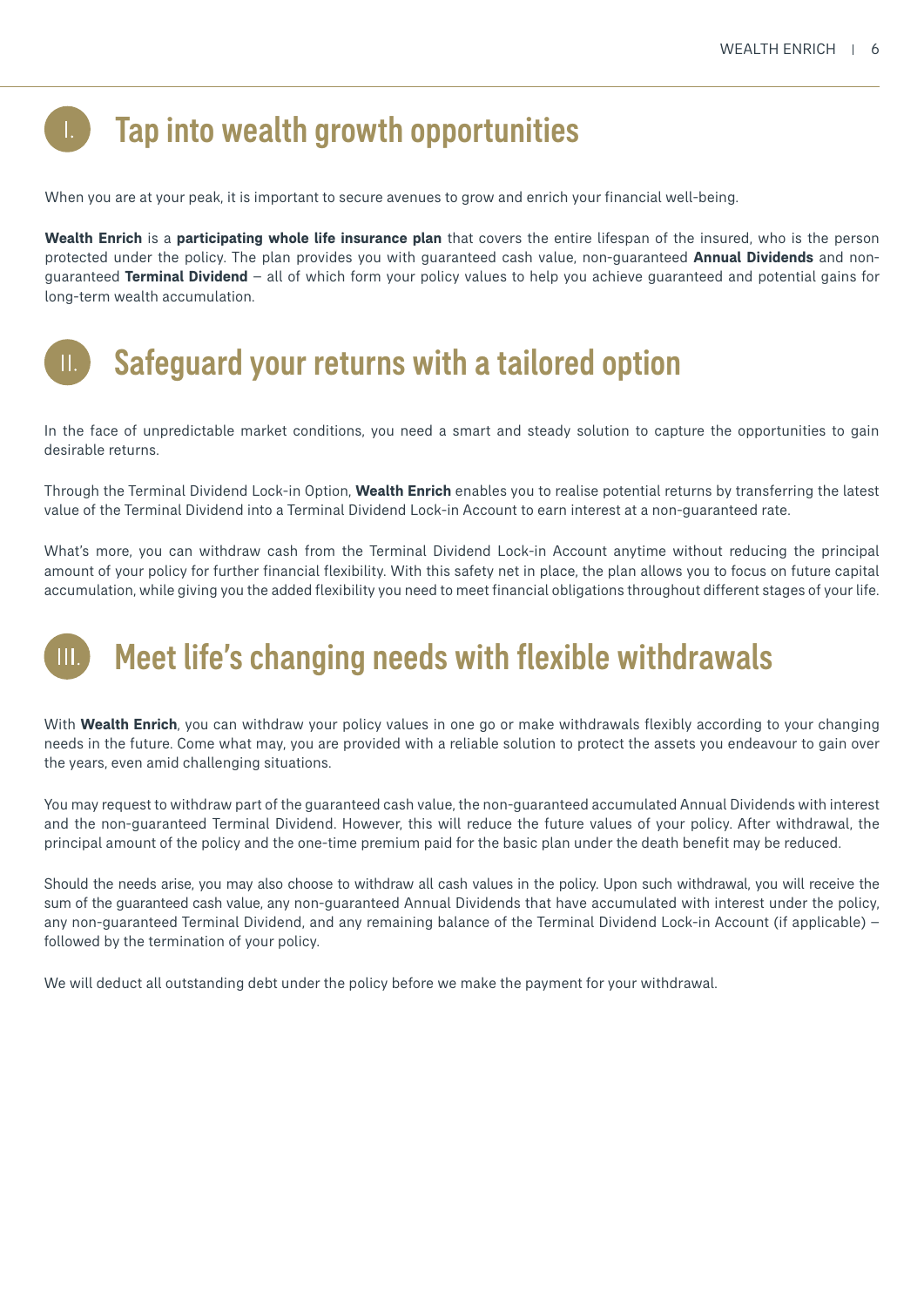## I. Tap into wealth growth opportunities

When you are at your peak, it is important to secure avenues to grow and enrich your financial well-being.

**Wealth Enrich** is a **participating whole life insurance plan** that covers the entire lifespan of the insured, who is the person protected under the policy. The plan provides you with guaranteed cash value, non-guaranteed **Annual Dividends** and non-guaranteed **Terminal Dividend** – all of which form your policy values to help you achieve guaranteed and potential gains for long-term wealth accumulation.

## II. Safeguard your returns with a tailored option

In the face of unpredictable market conditions, you need a smart and steady solution to capture the opportunities to gain desirable returns.

Through the Terminal Dividend Lock-in Option, **Wealth Enrich** enables you to realise potential returns by transferring the latest value of the Terminal Dividend into a Terminal Dividend Lock-in Account to earn interest at a non-guaranteed rate.

What's more, you can withdraw cash from the Terminal Dividend Lock-in Account anytime without reducing the principal amount of your policy for further financial flexibility. With this safety net in place, the plan allows you to focus on future capital accumulation, while giving you the added flexibility you need to meet financial obligations throughout different stages of your life.

## III. Meet life's changing needs with flexible withdrawals

With **Wealth Enrich**, you can withdraw your policy values in one go or make withdrawals flexibly according to your changing needs in the future. Come what may, you are provided with a reliable solution to protect the assets you endeavour to gain over the years, even amid challenging situations.

You may request to withdraw part of the guaranteed cash value, the non-guaranteed accumulated Annual Dividends with interest and the non-guaranteed Terminal Dividend. However, this will reduce the future values of your policy. After withdrawal, the principal amount of the policy and the one-time premium paid for the basic plan under the death benefit may be reduced.

Should the needs arise, you may also choose to withdraw all cash values in the policy. Upon such withdrawal, you will receive the sum of the guaranteed cash value, any non-guaranteed Annual Dividends that have accumulated with interest under the policy, any non-guaranteed Terminal Dividend, and any remaining balance of the Terminal Dividend Lock-in Account (if applicable) – followed by the termination of your policy.

We will deduct all outstanding debt under the policy before we make the payment for your withdrawal.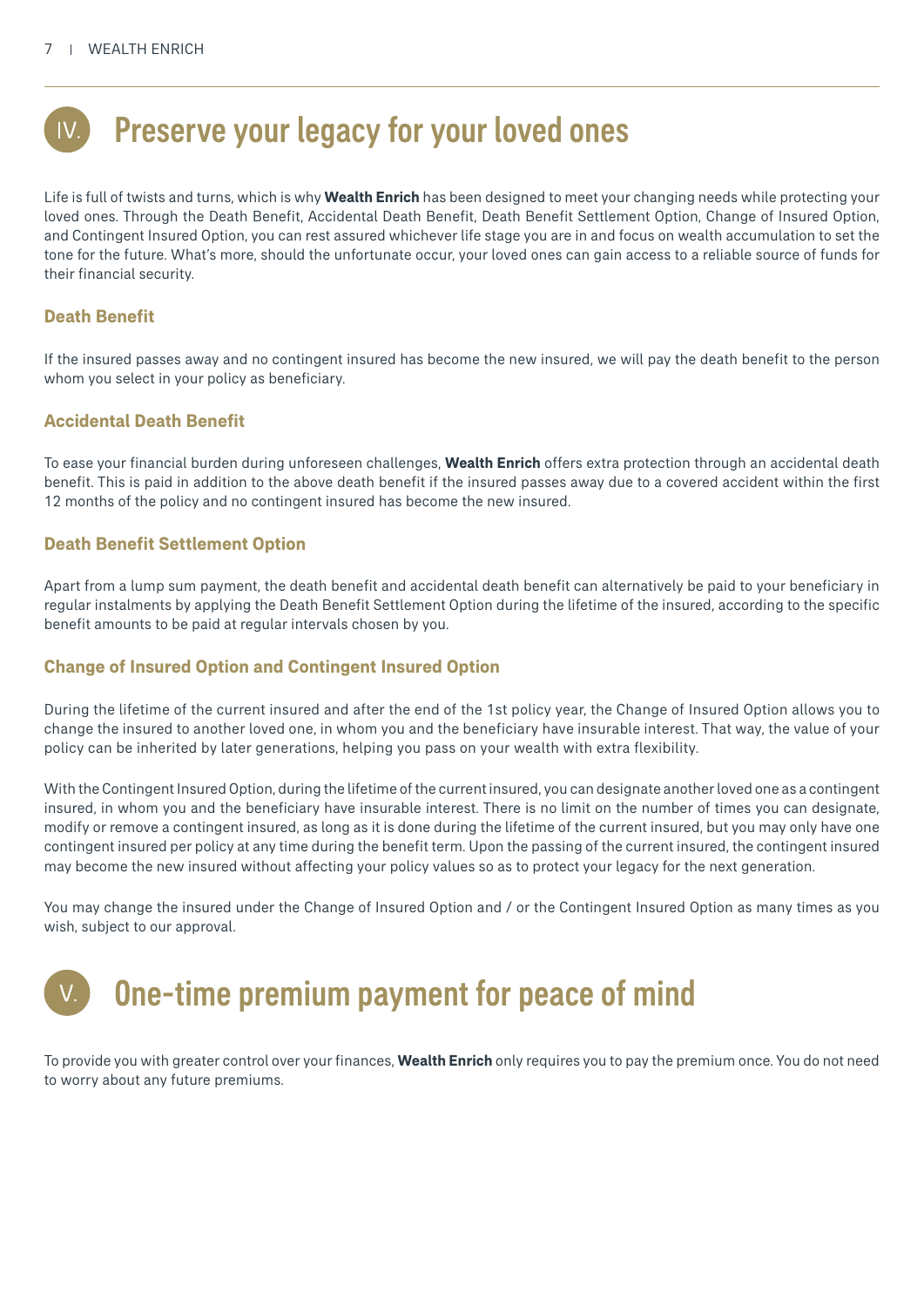## IV. Preserve your legacy for your loved ones

Life is full of twists and turns, which is why **Wealth Enrich** has been designed to meet your changing needs while protecting your loved ones. Through the Death Benefit, Accidental Death Benefit, Death Benefit Settlement Option, Change of Insured Option, and Contingent Insured Option, you can rest assured whichever life stage you are in and focus on wealth accumulation to set the tone for the future. What's more, should the unfortunate occur, your loved ones can gain access to a reliable source of funds for their financial security.

### Death Benefit

If the insured passes away and no contingent insured has become the new insured, we will pay the death benefit to the person whom you select in your policy as beneficiary.

### Accidental Death Benefit

To ease your financial burden during unforeseen challenges, **Wealth Enrich** offers extra protection through an accidental death benefit. This is paid in addition to the above death benefit if the insured passes away due to a covered accident within the first 12 months of the policy and no contingent insured has become the new insured.

### Death Benefit Settlement Option

Apart from a lump sum payment, the death benefit and accidental death benefit can alternatively be paid to your beneficiary in regular instalments by applying the Death Benefit Settlement Option during the lifetime of the insured, according to the specific benefit amounts to be paid at regular intervals chosen by you.

### Change of Insured Option and Contingent Insured Option

During the lifetime of the current insured and after the end of the 1st policy year, the Change of Insured Option allows you to change the insured to another loved one, in whom you and the beneficiary have insurable interest. That way, the value of your policy can be inherited by later generations, helping you pass on your wealth with extra flexibility.

With the Contingent Insured Option, during the lifetime of the current insured, you can designate another loved one as a contingent insured, in whom you and the beneficiary have insurable interest. There is no limit on the number of times you can designate, modify or remove a contingent insured, as long as it is done during the lifetime of the current insured, but you may only have one contingent insured per policy at any time during the benefit term. Upon the passing of the current insured, the contingent insured may become the new insured without affecting your policy values so as to protect your legacy for the next generation.

You may change the insured under the Change of Insured Option and / or the Contingent Insured Option as many times as you wish, subject to our approval.

## V. One-time premium payment for peace of mind

To provide you with greater control over your finances, **Wealth Enrich** only requires you to pay the premium once. You do not need to worry about any future premiums.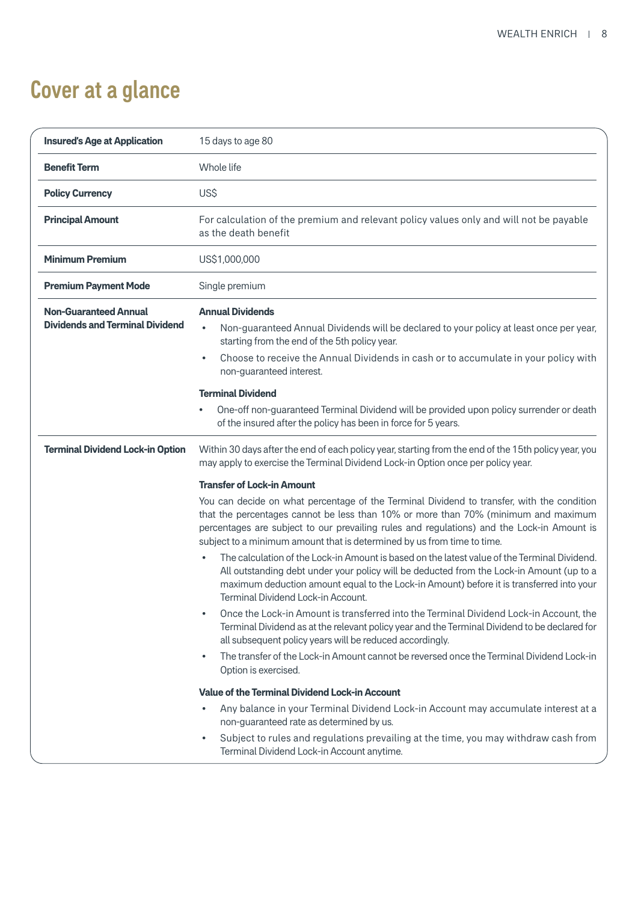# Cover at a glance

| | |
|---|---|
| **Insured's Age at Application** | 15 days to age 80 |
| **Benefit Term** | Whole life |
| **Policy Currency** | US$ |
| **Principal Amount** | For calculation of the premium and relevant policy values only and will not be payable as the death benefit |
| **Minimum Premium** | US$1,000,000 |
| **Premium Payment Mode** | Single premium |
| **Non-Guaranteed Annual Dividends and Terminal Dividend** | **Annual Dividends**<br>• Non-guaranteed Annual Dividends will be declared to your policy at least once per year, starting from the end of the 5th policy year.<br>• Choose to receive the Annual Dividends in cash or to accumulate in your policy with non-guaranteed interest.<br>**Terminal Dividend**<br>• One-off non-guaranteed Terminal Dividend will be provided upon policy surrender or death of the insured after the policy has been in force for 5 years. |
| **Terminal Dividend Lock-in Option** | Within 30 days after the end of each policy year, starting from the end of the 15th policy year, you may apply to exercise the Terminal Dividend Lock-in Option once per policy year.<br>**Transfer of Lock-in Amount**<br>You can decide on what percentage of the Terminal Dividend to transfer, with the condition that the percentages cannot be less than 10% or more than 70% (minimum and maximum percentages are subject to our prevailing rules and regulations) and the Lock-in Amount is subject to a minimum amount that is determined by us from time to time.<br>• The calculation of the Lock-in Amount is based on the latest value of the Terminal Dividend. All outstanding debt under your policy will be deducted from the Lock-in Amount (up to a maximum deduction amount equal to the Lock-in Amount) before it is transferred into your Terminal Dividend Lock-in Account.<br>• Once the Lock-in Amount is transferred into the Terminal Dividend Lock-in Account, the Terminal Dividend as at the relevant policy year and the Terminal Dividend to be declared for all subsequent policy years will be reduced accordingly.<br>• The transfer of the Lock-in Amount cannot be reversed once the Terminal Dividend Lock-in Option is exercised.<br>**Value of the Terminal Dividend Lock-in Account**<br>• Any balance in your Terminal Dividend Lock-in Account may accumulate interest at a non-guaranteed rate as determined by us.<br>• Subject to rules and regulations prevailing at the time, you may withdraw cash from Terminal Dividend Lock-in Account anytime. |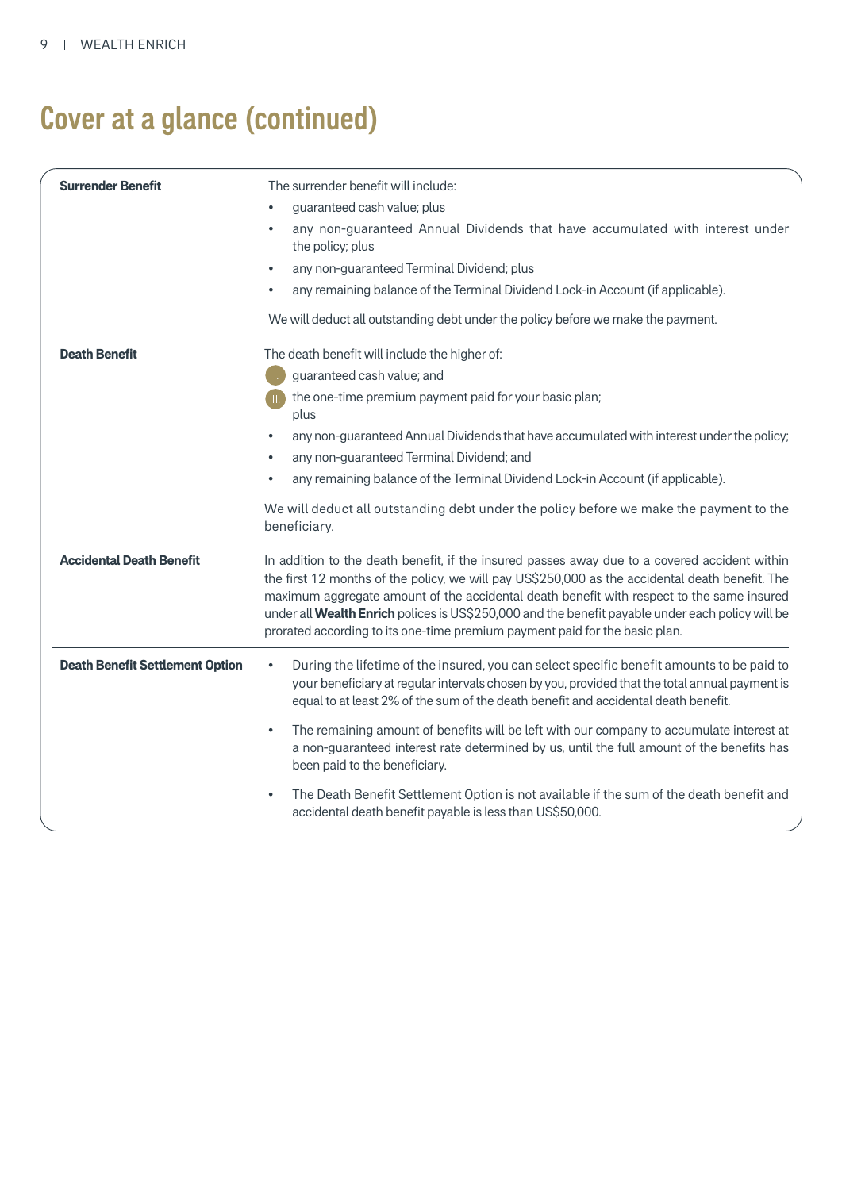# Cover at a glance (continued)

| | |
|---|---|
| **Surrender Benefit** | The surrender benefit will include:<br>• guaranteed cash value; plus<br>• any non-guaranteed Annual Dividends that have accumulated with interest under the policy; plus<br>• any non-guaranteed Terminal Dividend; plus<br>• any remaining balance of the Terminal Dividend Lock-in Account (if applicable).<br><br>We will deduct all outstanding debt under the policy before we make the payment. |
| **Death Benefit** | The death benefit will include the higher of:<br>I. guaranteed cash value; and<br>II. the one-time premium payment paid for your basic plan;<br>plus<br>• any non-guaranteed Annual Dividends that have accumulated with interest under the policy;<br>• any non-guaranteed Terminal Dividend; and<br>• any remaining balance of the Terminal Dividend Lock-in Account (if applicable).<br><br>We will deduct all outstanding debt under the policy before we make the payment to the beneficiary. |
| **Accidental Death Benefit** | In addition to the death benefit, if the insured passes away due to a covered accident within the first 12 months of the policy, we will pay US$250,000 as the accidental death benefit. The maximum aggregate amount of the accidental death benefit with respect to the same insured under all **Wealth Enrich** polices is US$250,000 and the benefit payable under each policy will be prorated according to its one-time premium payment paid for the basic plan. |
| **Death Benefit Settlement Option** | • During the lifetime of the insured, you can select specific benefit amounts to be paid to your beneficiary at regular intervals chosen by you, provided that the total annual payment is equal to at least 2% of the sum of the death benefit and accidental death benefit.<br>• The remaining amount of benefits will be left with our company to accumulate interest at a non-guaranteed interest rate determined by us, until the full amount of the benefits has been paid to the beneficiary.<br>• The Death Benefit Settlement Option is not available if the sum of the death benefit and accidental death benefit payable is less than US$50,000. |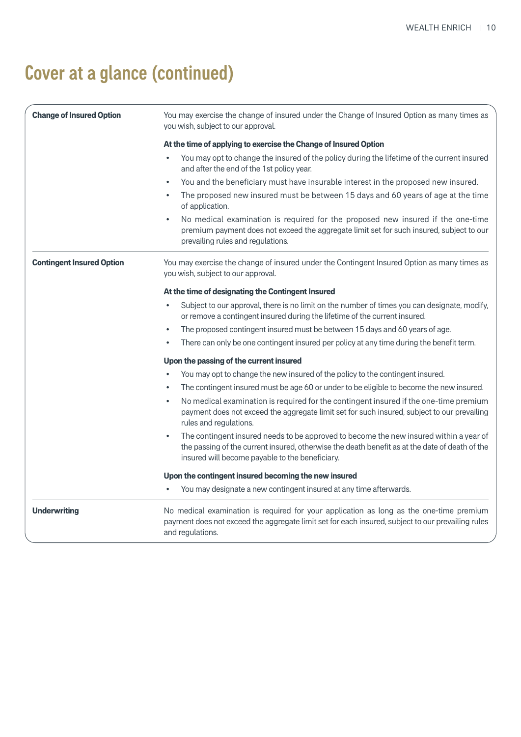# Cover at a glance (continued)

| | |
|---|---|
| **Change of Insured Option** | You may exercise the change of insured under the Change of Insured Option as many times as you wish, subject to our approval.<br><br>**At the time of applying to exercise the Change of Insured Option**<br>• You may opt to change the insured of the policy during the lifetime of the current insured and after the end of the 1st policy year.<br>• You and the beneficiary must have insurable interest in the proposed new insured.<br>• The proposed new insured must be between 15 days and 60 years of age at the time of application.<br>• No medical examination is required for the proposed new insured if the one-time premium payment does not exceed the aggregate limit set for such insured, subject to our prevailing rules and regulations. |
| **Contingent Insured Option** | You may exercise the change of insured under the Contingent Insured Option as many times as you wish, subject to our approval.<br><br>**At the time of designating the Contingent Insured**<br>• Subject to our approval, there is no limit on the number of times you can designate, modify, or remove a contingent insured during the lifetime of the current insured.<br>• The proposed contingent insured must be between 15 days and 60 years of age.<br>• There can only be one contingent insured per policy at any time during the benefit term.<br><br>**Upon the passing of the current insured**<br>• You may opt to change the new insured of the policy to the contingent insured.<br>• The contingent insured must be age 60 or under to be eligible to become the new insured.<br>• No medical examination is required for the contingent insured if the one-time premium payment does not exceed the aggregate limit set for such insured, subject to our prevailing rules and regulations.<br>• The contingent insured needs to be approved to become the new insured within a year of the passing of the current insured, otherwise the death benefit as at the date of death of the insured will become payable to the beneficiary.<br><br>**Upon the contingent insured becoming the new insured**<br>• You may designate a new contingent insured at any time afterwards. |
| **Underwriting** | No medical examination is required for your application as long as the one-time premium payment does not exceed the aggregate limit set for each insured, subject to our prevailing rules and regulations. |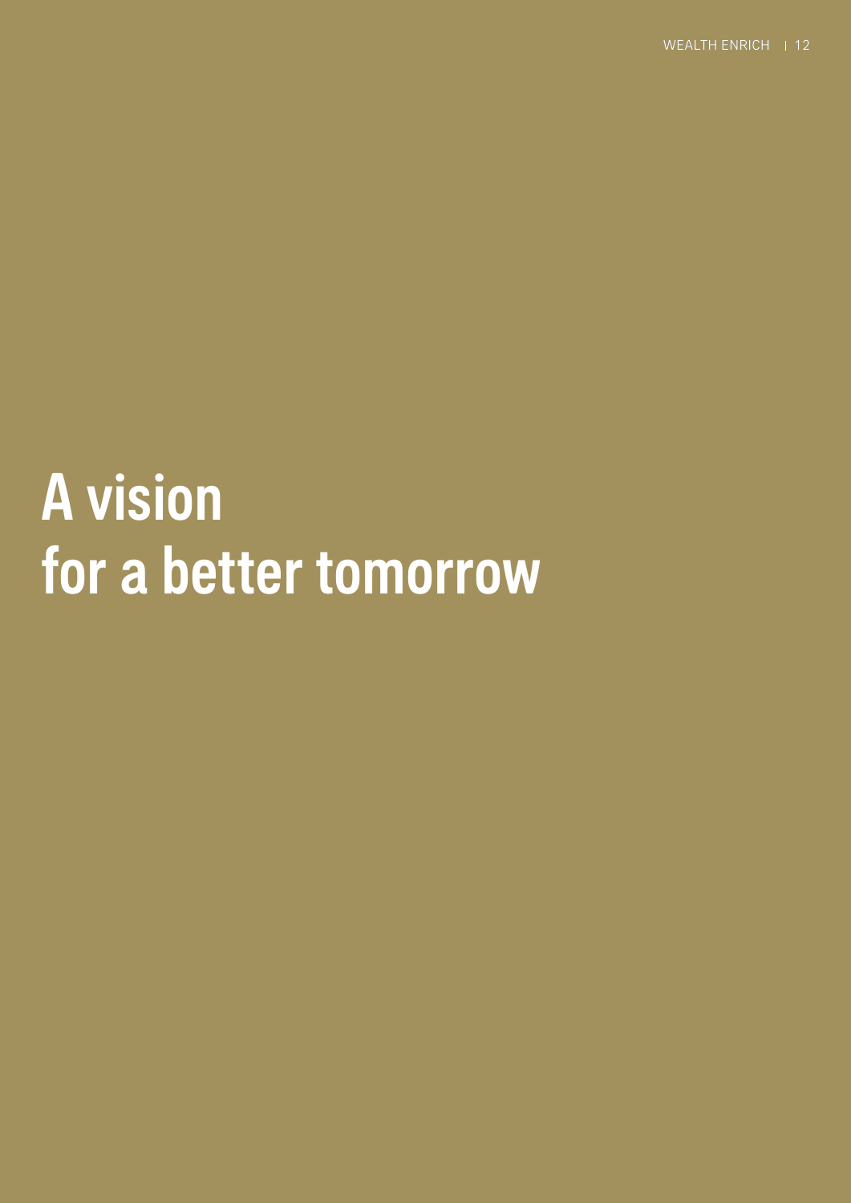# A vision for a better tomorrow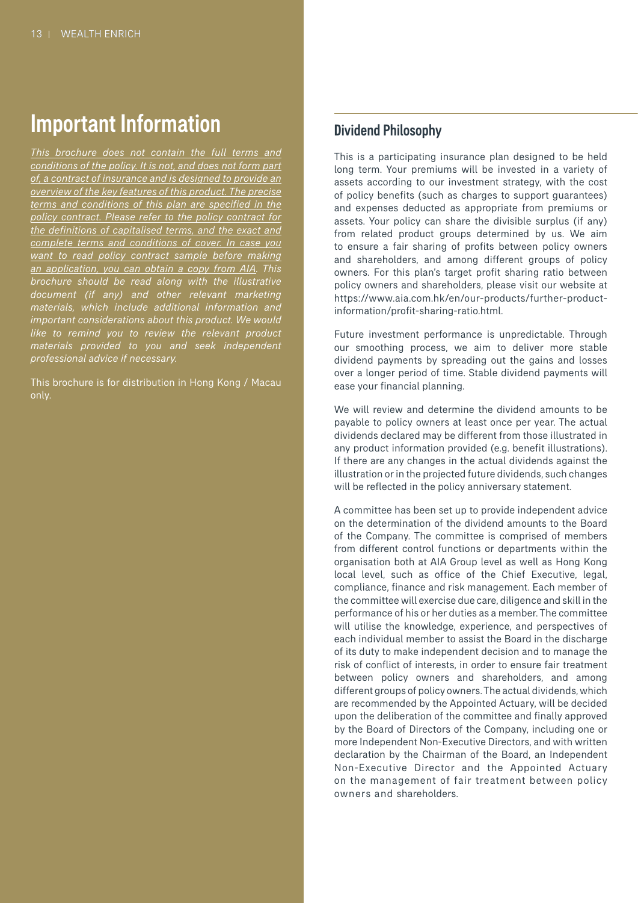# Important Information

*This brochure does not contain the full terms and conditions of the policy. It is not, and does not form part of, a contract of insurance and is designed to provide an overview of the key features of this product. The precise terms and conditions of this plan are specified in the policy contract. Please refer to the policy contract for the definitions of capitalised terms, and the exact and complete terms and conditions of cover. In case you want to read policy contract sample before making an application, you can obtain a copy from AIA. This brochure should be read along with the illustrative document (if any) and other relevant marketing materials, which include additional information and important considerations about this product. We would like to remind you to review the relevant product materials provided to you and seek independent professional advice if necessary.*

This brochure is for distribution in Hong Kong / Macau only.

## Dividend Philosophy

This is a participating insurance plan designed to be held long term. Your premiums will be invested in a variety of assets according to our investment strategy, with the cost of policy benefits (such as charges to support guarantees) and expenses deducted as appropriate from premiums or assets. Your policy can share the divisible surplus (if any) from related product groups determined by us. We aim to ensure a fair sharing of profits between policy owners and shareholders, and among different groups of policy owners. For this plan's target profit sharing ratio between policy owners and shareholders, please visit our website at https://www.aia.com.hk/en/our-products/further-product-information/profit-sharing-ratio.html.

Future investment performance is unpredictable. Through our smoothing process, we aim to deliver more stable dividend payments by spreading out the gains and losses over a longer period of time. Stable dividend payments will ease your financial planning.

We will review and determine the dividend amounts to be payable to policy owners at least once per year. The actual dividends declared may be different from those illustrated in any product information provided (e.g. benefit illustrations). If there are any changes in the actual dividends against the illustration or in the projected future dividends, such changes will be reflected in the policy anniversary statement.

A committee has been set up to provide independent advice on the determination of the dividend amounts to the Board of the Company. The committee is comprised of members from different control functions or departments within the organisation both at AIA Group level as well as Hong Kong local level, such as office of the Chief Executive, legal, compliance, finance and risk management. Each member of the committee will exercise due care, diligence and skill in the performance of his or her duties as a member. The committee will utilise the knowledge, experience, and perspectives of each individual member to assist the Board in the discharge of its duty to make independent decision and to manage the risk of conflict of interests, in order to ensure fair treatment between policy owners and shareholders, and among different groups of policy owners. The actual dividends, which are recommended by the Appointed Actuary, will be decided upon the deliberation of the committee and finally approved by the Board of Directors of the Company, including one or more Independent Non-Executive Directors, and with written declaration by the Chairman of the Board, an Independent Non-Executive Director and the Appointed Actuary on the management of fair treatment between policy owners and shareholders.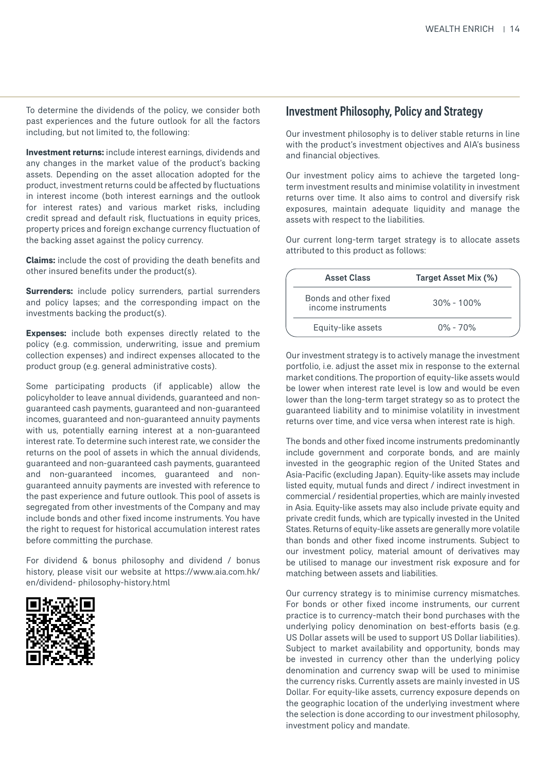To determine the dividends of the policy, we consider both past experiences and the future outlook for all the factors including, but not limited to, the following:

**Investment returns:** include interest earnings, dividends and any changes in the market value of the product's backing assets. Depending on the asset allocation adopted for the product, investment returns could be affected by fluctuations in interest income (both interest earnings and the outlook for interest rates) and various market risks, including credit spread and default risk, fluctuations in equity prices, property prices and foreign exchange currency fluctuation of the backing asset against the policy currency.

**Claims:** include the cost of providing the death benefits and other insured benefits under the product(s).

**Surrenders:** include policy surrenders, partial surrenders and policy lapses; and the corresponding impact on the investments backing the product(s).

**Expenses:** include both expenses directly related to the policy (e.g. commission, underwriting, issue and premium collection expenses) and indirect expenses allocated to the product group (e.g. general administrative costs).

Some participating products (if applicable) allow the policyholder to leave annual dividends, guaranteed and non-guaranteed cash payments, guaranteed and non-guaranteed incomes, guaranteed and non-guaranteed annuity payments with us, potentially earning interest at a non-guaranteed interest rate. To determine such interest rate, we consider the returns on the pool of assets in which the annual dividends, guaranteed and non-guaranteed cash payments, guaranteed and non-guaranteed incomes, guaranteed and non-guaranteed annuity payments are invested with reference to the past experience and future outlook. This pool of assets is segregated from other investments of the Company and may include bonds and other fixed income instruments. You have the right to request for historical accumulation interest rates before committing the purchase.

For dividend & bonus philosophy and dividend / bonus history, please visit our website at https://www.aia.com.hk/en/dividend- philosophy-history.html

## Investment Philosophy, Policy and Strategy

Our investment philosophy is to deliver stable returns in line with the product's investment objectives and AIA's business and financial objectives.

Our investment policy aims to achieve the targeted long-term investment results and minimise volatility in investment returns over time. It also aims to control and diversify risk exposures, maintain adequate liquidity and manage the assets with respect to the liabilities.

Our current long-term target strategy is to allocate assets attributed to this product as follows:

| Asset Class | Target Asset Mix (%) |
|---|---|
| Bonds and other fixed income instruments | 30% - 100% |
| Equity-like assets | 0% - 70% |

Our investment strategy is to actively manage the investment portfolio, i.e. adjust the asset mix in response to the external market conditions. The proportion of equity-like assets would be lower when interest rate level is low and would be even lower than the long-term target strategy so as to protect the guaranteed liability and to minimise volatility in investment returns over time, and vice versa when interest rate is high.

The bonds and other fixed income instruments predominantly include government and corporate bonds, and are mainly invested in the geographic region of the United States and Asia-Pacific (excluding Japan). Equity-like assets may include listed equity, mutual funds and direct / indirect investment in commercial / residential properties, which are mainly invested in Asia. Equity-like assets may also include private equity and private credit funds, which are typically invested in the United States. Returns of equity-like assets are generally more volatile than bonds and other fixed income instruments. Subject to our investment policy, material amount of derivatives may be utilised to manage our investment risk exposure and for matching between assets and liabilities.

Our currency strategy is to minimise currency mismatches. For bonds or other fixed income instruments, our current practice is to currency-match their bond purchases with the underlying policy denomination on best-efforts basis (e.g. US Dollar assets will be used to support US Dollar liabilities). Subject to market availability and opportunity, bonds may be invested in currency other than the underlying policy denomination and currency swap will be used to minimise the currency risks. Currently assets are mainly invested in US Dollar. For equity-like assets, currency exposure depends on the geographic location of the underlying investment where the selection is done according to our investment philosophy, investment policy and mandate.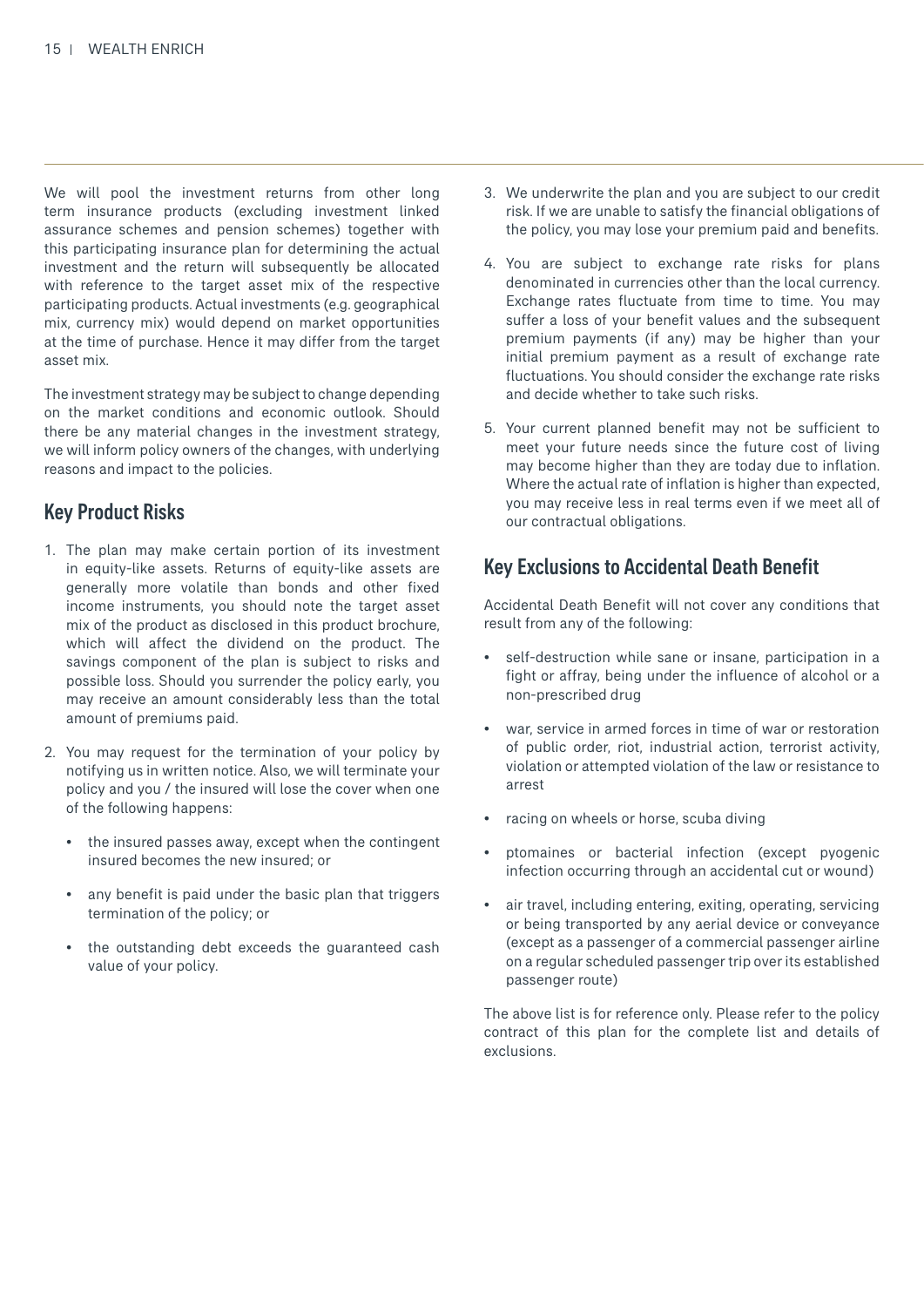We will pool the investment returns from other long term insurance products (excluding investment linked assurance schemes and pension schemes) together with this participating insurance plan for determining the actual investment and the return will subsequently be allocated with reference to the target asset mix of the respective participating products. Actual investments (e.g. geographical mix, currency mix) would depend on market opportunities at the time of purchase. Hence it may differ from the target asset mix.

The investment strategy may be subject to change depending on the market conditions and economic outlook. Should there be any material changes in the investment strategy, we will inform policy owners of the changes, with underlying reasons and impact to the policies.

## Key Product Risks

1. The plan may make certain portion of its investment in equity-like assets. Returns of equity-like assets are generally more volatile than bonds and other fixed income instruments, you should note the target asset mix of the product as disclosed in this product brochure, which will affect the dividend on the product. The savings component of the plan is subject to risks and possible loss. Should you surrender the policy early, you may receive an amount considerably less than the total amount of premiums paid.
2. You may request for the termination of your policy by notifying us in written notice. Also, we will terminate your policy and you / the insured will lose the cover when one of the following happens:
   - the insured passes away, except when the contingent insured becomes the new insured; or
   - any benefit is paid under the basic plan that triggers termination of the policy; or
   - the outstanding debt exceeds the guaranteed cash value of your policy.
3. We underwrite the plan and you are subject to our credit risk. If we are unable to satisfy the financial obligations of the policy, you may lose your premium paid and benefits.
4. You are subject to exchange rate risks for plans denominated in currencies other than the local currency. Exchange rates fluctuate from time to time. You may suffer a loss of your benefit values and the subsequent premium payments (if any) may be higher than your initial premium payment as a result of exchange rate fluctuations. You should consider the exchange rate risks and decide whether to take such risks.
5. Your current planned benefit may not be sufficient to meet your future needs since the future cost of living may become higher than they are today due to inflation. Where the actual rate of inflation is higher than expected, you may receive less in real terms even if we meet all of our contractual obligations.

## Key Exclusions to Accidental Death Benefit

Accidental Death Benefit will not cover any conditions that result from any of the following:

- self-destruction while sane or insane, participation in a fight or affray, being under the influence of alcohol or a non-prescribed drug
- war, service in armed forces in time of war or restoration of public order, riot, industrial action, terrorist activity, violation or attempted violation of the law or resistance to arrest
- racing on wheels or horse, scuba diving
- ptomaines or bacterial infection (except pyogenic infection occurring through an accidental cut or wound)
- air travel, including entering, exiting, operating, servicing or being transported by any aerial device or conveyance (except as a passenger of a commercial passenger airline on a regular scheduled passenger trip over its established passenger route)

The above list is for reference only. Please refer to the policy contract of this plan for the complete list and details of exclusions.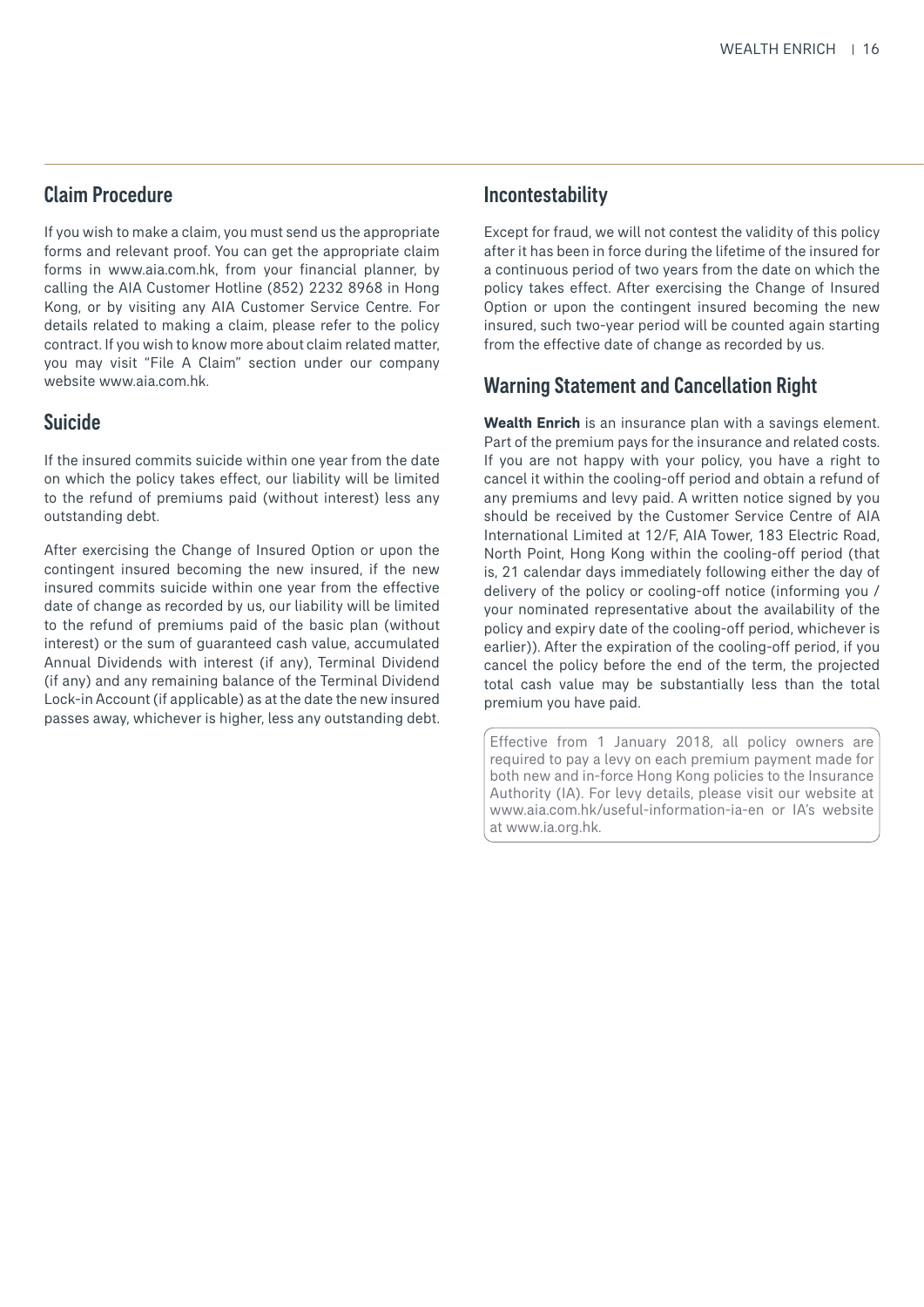## Claim Procedure

If you wish to make a claim, you must send us the appropriate forms and relevant proof. You can get the appropriate claim forms in www.aia.com.hk, from your financial planner, by calling the AIA Customer Hotline (852) 2232 8968 in Hong Kong, or by visiting any AIA Customer Service Centre. For details related to making a claim, please refer to the policy contract. If you wish to know more about claim related matter, you may visit "File A Claim" section under our company website www.aia.com.hk.

## Suicide

If the insured commits suicide within one year from the date on which the policy takes effect, our liability will be limited to the refund of premiums paid (without interest) less any outstanding debt.

After exercising the Change of Insured Option or upon the contingent insured becoming the new insured, if the new insured commits suicide within one year from the effective date of change as recorded by us, our liability will be limited to the refund of premiums paid of the basic plan (without interest) or the sum of guaranteed cash value, accumulated Annual Dividends with interest (if any), Terminal Dividend (if any) and any remaining balance of the Terminal Dividend Lock-in Account (if applicable) as at the date the new insured passes away, whichever is higher, less any outstanding debt.

## Incontestability

Except for fraud, we will not contest the validity of this policy after it has been in force during the lifetime of the insured for a continuous period of two years from the date on which the policy takes effect. After exercising the Change of Insured Option or upon the contingent insured becoming the new insured, such two-year period will be counted again starting from the effective date of change as recorded by us.

## Warning Statement and Cancellation Right

**Wealth Enrich** is an insurance plan with a savings element. Part of the premium pays for the insurance and related costs. If you are not happy with your policy, you have a right to cancel it within the cooling-off period and obtain a refund of any premiums and levy paid. A written notice signed by you should be received by the Customer Service Centre of AIA International Limited at 12/F, AIA Tower, 183 Electric Road, North Point, Hong Kong within the cooling-off period (that is, 21 calendar days immediately following either the day of delivery of the policy or cooling-off notice (informing you / your nominated representative about the availability of the policy and expiry date of the cooling-off period, whichever is earlier)). After the expiration of the cooling-off period, if you cancel the policy before the end of the term, the projected total cash value may be substantially less than the total premium you have paid.

Effective from 1 January 2018, all policy owners are required to pay a levy on each premium payment made for both new and in-force Hong Kong policies to the Insurance Authority (IA). For levy details, please visit our website at www.aia.com.hk/useful-information-ia-en or IA's website at www.ia.org.hk.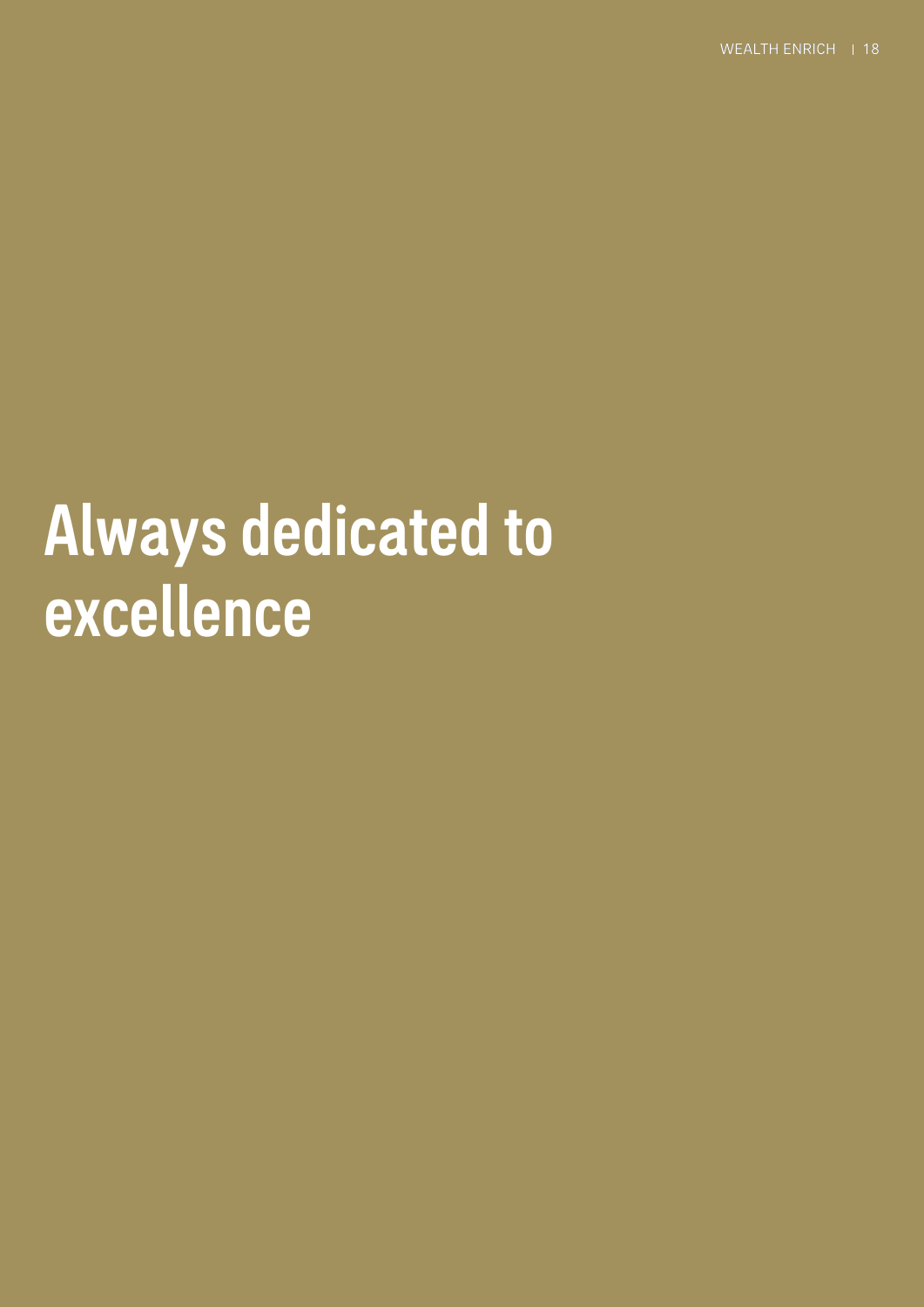# Always dedicated to excellence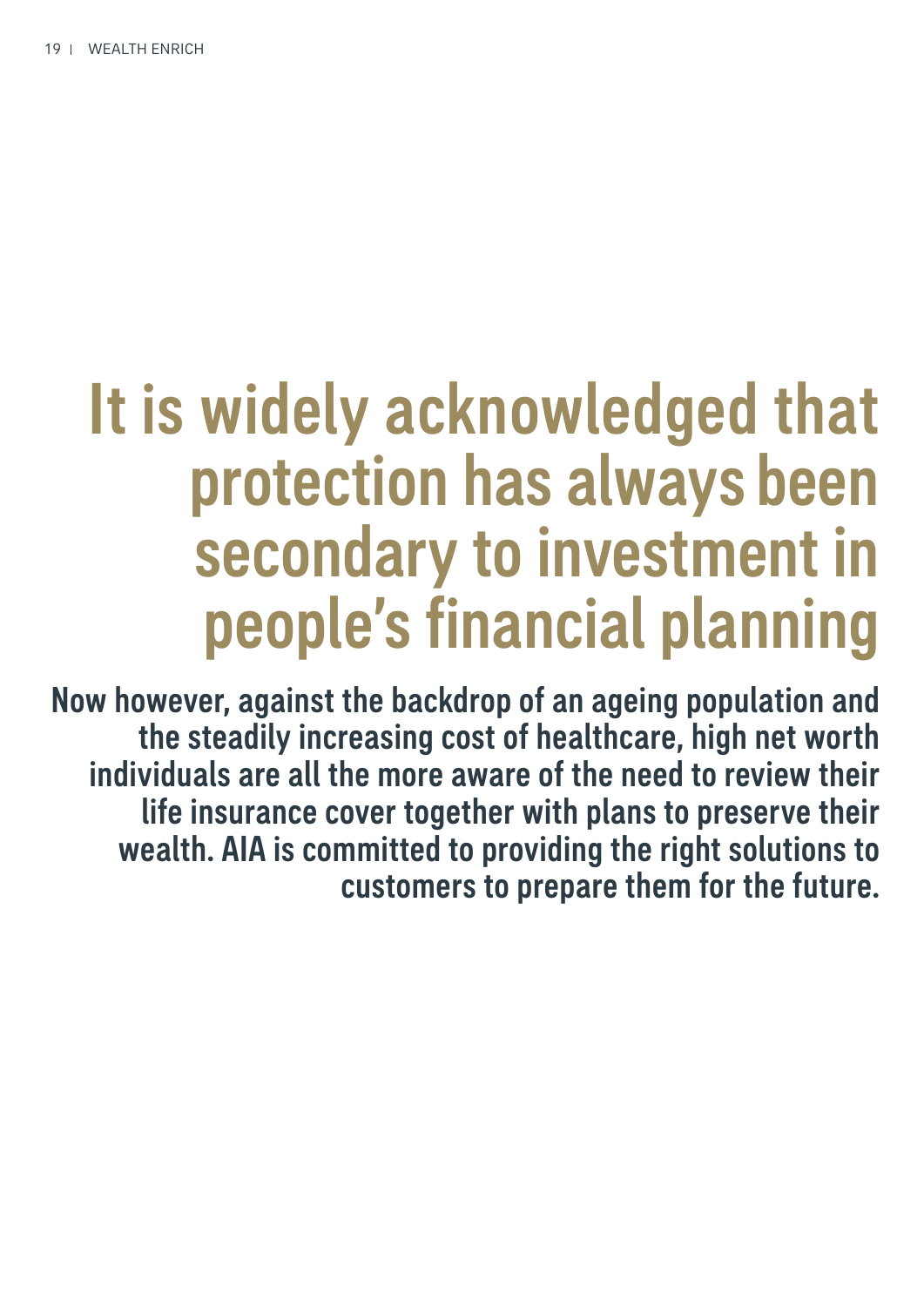# It is widely acknowledged that protection has always been secondary to investment in people's financial planning

**Now however, against the backdrop of an ageing population and the steadily increasing cost of healthcare, high net worth individuals are all the more aware of the need to review their life insurance cover together with plans to preserve their wealth. AIA is committed to providing the right solutions to customers to prepare them for the future.**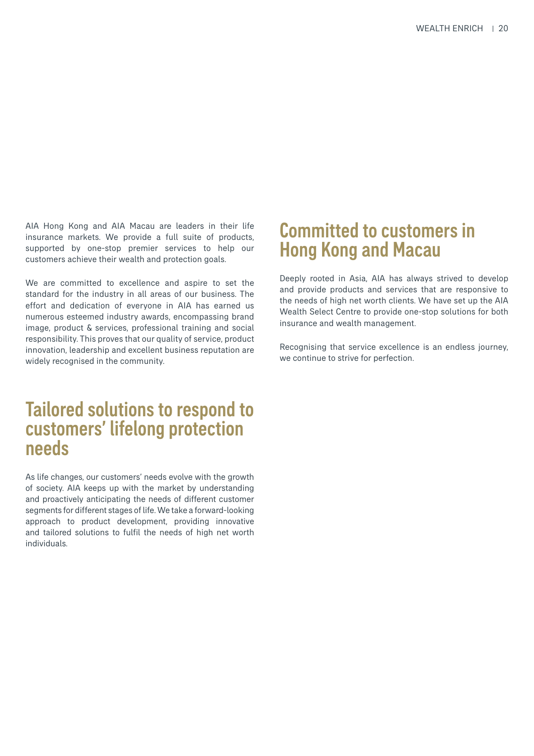AIA Hong Kong and AIA Macau are leaders in their life insurance markets. We provide a full suite of products, supported by one-stop premier services to help our customers achieve their wealth and protection goals.

We are committed to excellence and aspire to set the standard for the industry in all areas of our business. The effort and dedication of everyone in AIA has earned us numerous esteemed industry awards, encompassing brand image, product & services, professional training and social responsibility. This proves that our quality of service, product innovation, leadership and excellent business reputation are widely recognised in the community.

## Tailored solutions to respond to customers' lifelong protection needs

As life changes, our customers' needs evolve with the growth of society. AIA keeps up with the market by understanding and proactively anticipating the needs of different customer segments for different stages of life. We take a forward-looking approach to product development, providing innovative and tailored solutions to fulfil the needs of high net worth individuals.

## Committed to customers in Hong Kong and Macau

Deeply rooted in Asia, AIA has always strived to develop and provide products and services that are responsive to the needs of high net worth clients. We have set up the AIA Wealth Select Centre to provide one-stop solutions for both insurance and wealth management.

Recognising that service excellence is an endless journey, we continue to strive for perfection.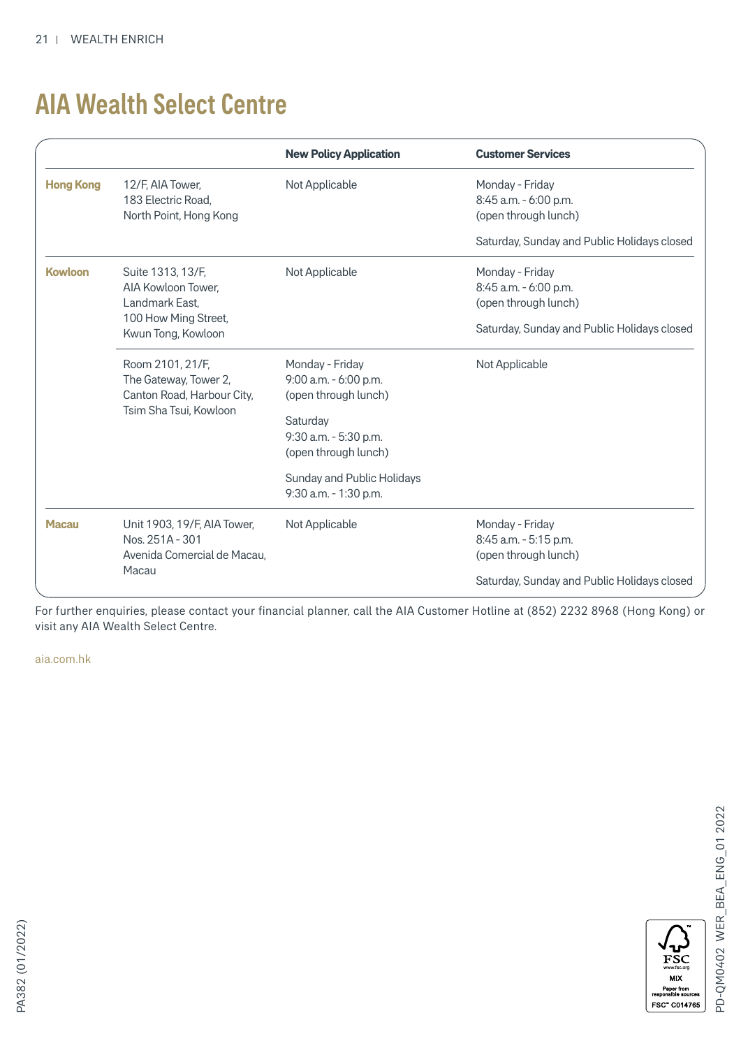# AIA Wealth Select Centre

| | | New Policy Application | Customer Services |
|---|---|---|---|
| **Hong Kong** | 12/F, AIA Tower, 183 Electric Road, North Point, Hong Kong | Not Applicable | Monday - Friday 8:45 a.m. - 6:00 p.m. (open through lunch)<br><br>Saturday, Sunday and Public Holidays closed |
| **Kowloon** | Suite 1313, 13/F, AIA Kowloon Tower, Landmark East, 100 How Ming Street, Kwun Tong, Kowloon | Not Applicable | Monday - Friday 8:45 a.m. - 6:00 p.m. (open through lunch)<br><br>Saturday, Sunday and Public Holidays closed |
| | Room 2101, 21/F, The Gateway, Tower 2, Canton Road, Harbour City, Tsim Sha Tsui, Kowloon | Monday - Friday 9:00 a.m. - 6:00 p.m. (open through lunch)<br><br>Saturday 9:30 a.m. - 5:30 p.m. (open through lunch)<br><br>Sunday and Public Holidays 9:30 a.m. - 1:30 p.m. | Not Applicable |
| **Macau** | Unit 1903, 19/F, AIA Tower, Nos. 251A - 301 Avenida Comercial de Macau, Macau | Not Applicable | Monday - Friday 8:45 a.m. - 5:15 p.m. (open through lunch)<br><br>Saturday, Sunday and Public Holidays closed |

For further enquiries, please contact your financial planner, call the AIA Customer Hotline at (852) 2232 8968 (Hong Kong) or visit any AIA Wealth Select Centre.

aia.com.hk

PA382 (01/2022)

PD-QM0402 WER_BEA_ENG_01 2022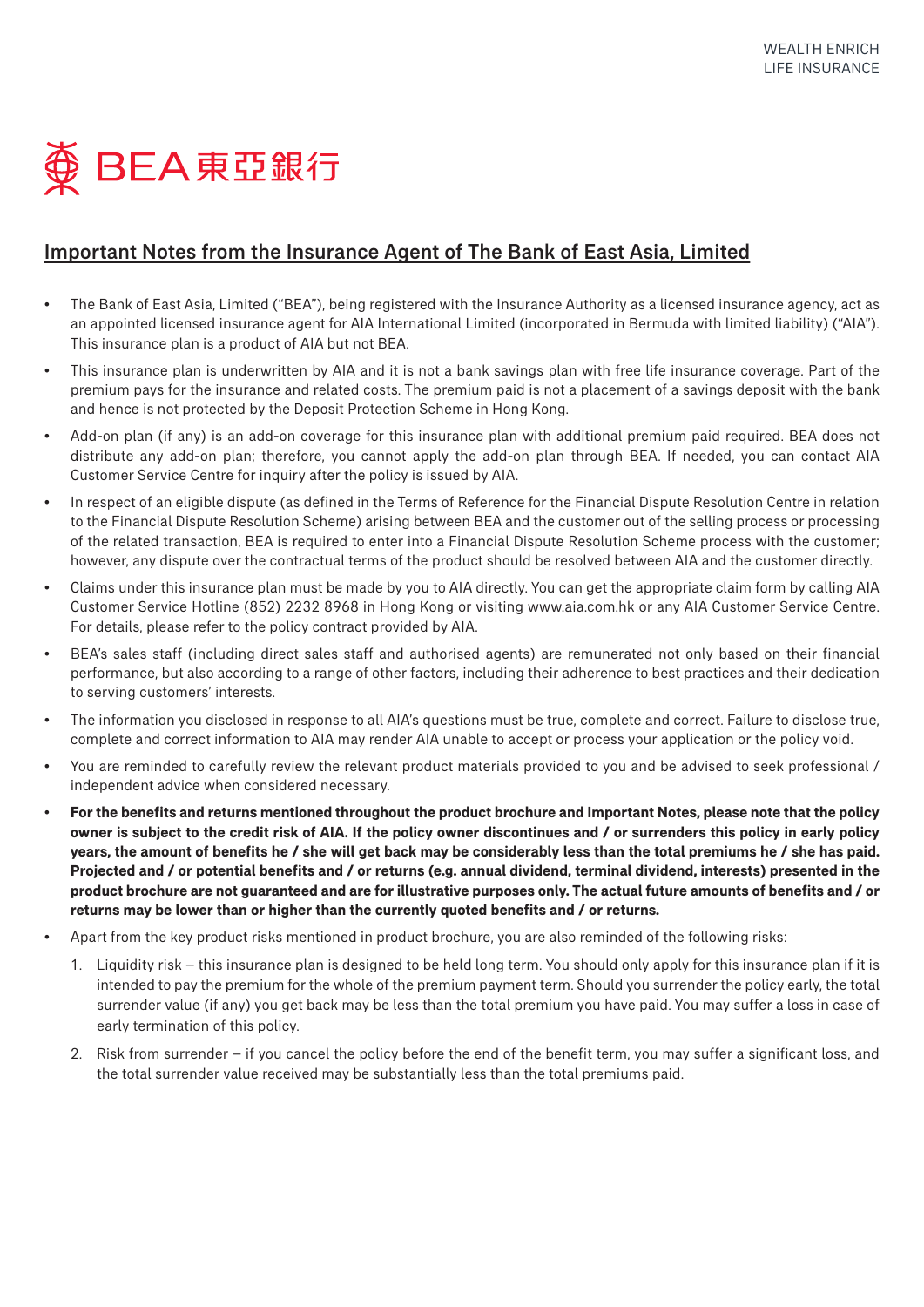## Important Notes from the Insurance Agent of The Bank of East Asia, Limited

- The Bank of East Asia, Limited ("BEA"), being registered with the Insurance Authority as a licensed insurance agency, act as an appointed licensed insurance agent for AIA International Limited (incorporated in Bermuda with limited liability) ("AIA"). This insurance plan is a product of AIA but not BEA.
- This insurance plan is underwritten by AIA and it is not a bank savings plan with free life insurance coverage. Part of the premium pays for the insurance and related costs. The premium paid is not a placement of a savings deposit with the bank and hence is not protected by the Deposit Protection Scheme in Hong Kong.
- Add-on plan (if any) is an add-on coverage for this insurance plan with additional premium paid required. BEA does not distribute any add-on plan; therefore, you cannot apply the add-on plan through BEA. If needed, you can contact AIA Customer Service Centre for inquiry after the policy is issued by AIA.
- In respect of an eligible dispute (as defined in the Terms of Reference for the Financial Dispute Resolution Centre in relation to the Financial Dispute Resolution Scheme) arising between BEA and the customer out of the selling process or processing of the related transaction, BEA is required to enter into a Financial Dispute Resolution Scheme process with the customer; however, any dispute over the contractual terms of the product should be resolved between AIA and the customer directly.
- Claims under this insurance plan must be made by you to AIA directly. You can get the appropriate claim form by calling AIA Customer Service Hotline (852) 2232 8968 in Hong Kong or visiting www.aia.com.hk or any AIA Customer Service Centre. For details, please refer to the policy contract provided by AIA.
- BEA's sales staff (including direct sales staff and authorised agents) are remunerated not only based on their financial performance, but also according to a range of other factors, including their adherence to best practices and their dedication to serving customers' interests.
- The information you disclosed in response to all AIA's questions must be true, complete and correct. Failure to disclose true, complete and correct information to AIA may render AIA unable to accept or process your application or the policy void.
- You are reminded to carefully review the relevant product materials provided to you and be advised to seek professional / independent advice when considered necessary.
- **For the benefits and returns mentioned throughout the product brochure and Important Notes, please note that the policy owner is subject to the credit risk of AIA. If the policy owner discontinues and / or surrenders this policy in early policy years, the amount of benefits he / she will get back may be considerably less than the total premiums he / she has paid. Projected and / or potential benefits and / or returns (e.g. annual dividend, terminal dividend, interests) presented in the product brochure are not guaranteed and are for illustrative purposes only. The actual future amounts of benefits and / or returns may be lower than or higher than the currently quoted benefits and / or returns.**
- Apart from the key product risks mentioned in product brochure, you are also reminded of the following risks:
  1. Liquidity risk – this insurance plan is designed to be held long term. You should only apply for this insurance plan if it is intended to pay the premium for the whole of the premium payment term. Should you surrender the policy early, the total surrender value (if any) you get back may be less than the total premium you have paid. You may suffer a loss in case of early termination of this policy.
  2. Risk from surrender – if you cancel the policy before the end of the benefit term, you may suffer a significant loss, and the total surrender value received may be substantially less than the total premiums paid.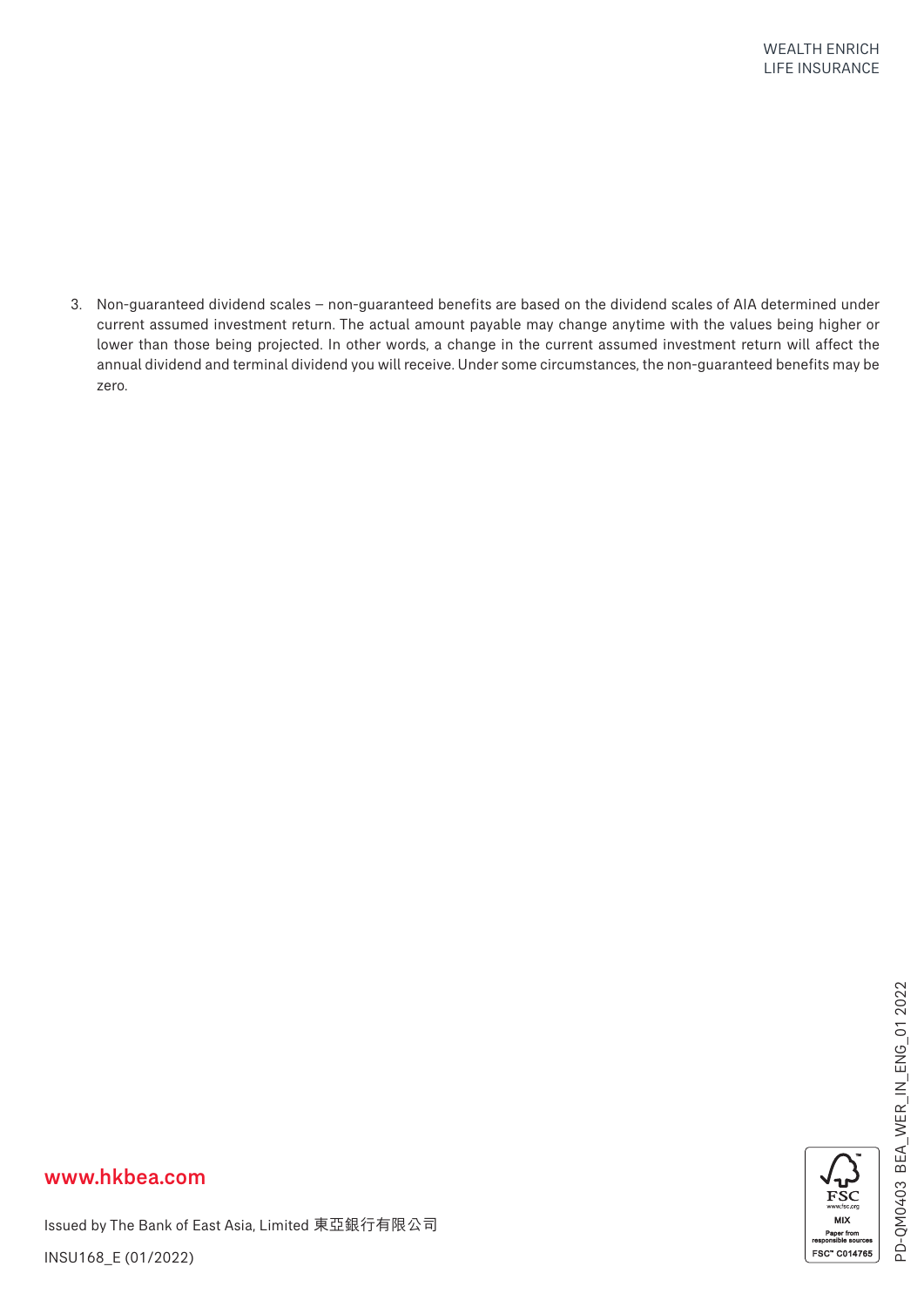3. Non-guaranteed dividend scales – non-guaranteed benefits are based on the dividend scales of AIA determined under current assumed investment return. The actual amount payable may change anytime with the values being higher or lower than those being projected. In other words, a change in the current assumed investment return will affect the annual dividend and terminal dividend you will receive. Under some circumstances, the non-guaranteed benefits may be zero.

**www.hkbea.com**

Issued by The Bank of East Asia, Limited 東亞銀行有限公司

INSU168_E (01/2022)

FSC www.fsc.org MIX Paper from responsible sources FSC™ C014765

PD-QM0403 BEA_WER_IN_ENG_01 2022